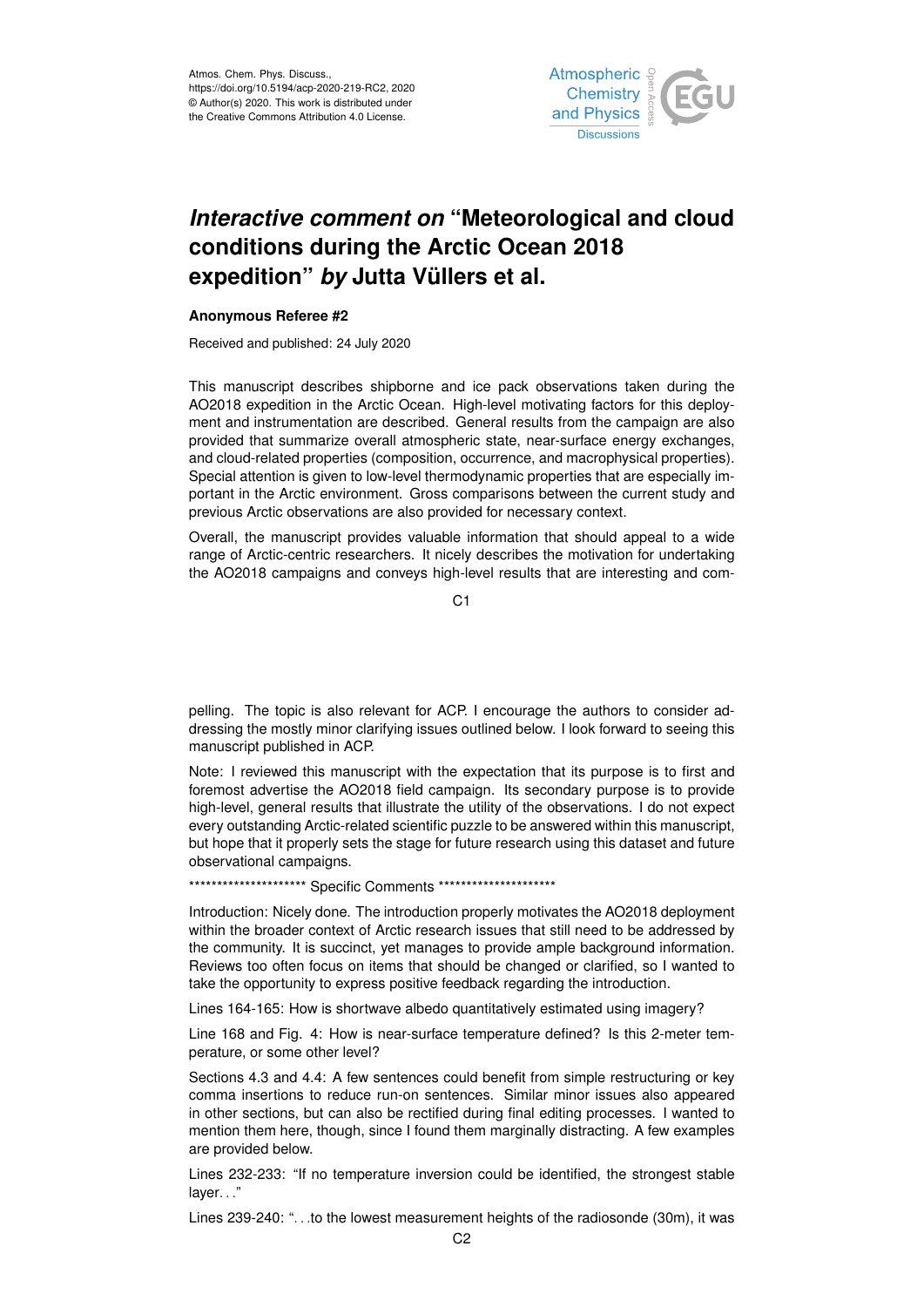Atmos. Chem. Phys. Discuss.,
https://doi.org/10.5194/acp-2020-219-RC2, 2020
© Author(s) 2020. This work is distributed under
the Creative Commons Attribution 4.0 License.

# *Interactive comment on* "Meteorological and cloud conditions during the Arctic Ocean 2018 expedition" *by* Jutta Vüllers et al.

**Anonymous Referee #2**

Received and published: 24 July 2020

This manuscript describes shipborne and ice pack observations taken during the AO2018 expedition in the Arctic Ocean. High-level motivating factors for this deployment and instrumentation are described. General results from the campaign are also provided that summarize overall atmospheric state, near-surface energy exchanges, and cloud-related properties (composition, occurrence, and macrophysical properties). Special attention is given to low-level thermodynamic properties that are especially important in the Arctic environment. Gross comparisons between the current study and previous Arctic observations are also provided for necessary context.

Overall, the manuscript provides valuable information that should appeal to a wide range of Arctic-centric researchers. It nicely describes the motivation for undertaking the AO2018 campaigns and conveys high-level results that are interesting and compelling. The topic is also relevant for ACP. I encourage the authors to consider addressing the mostly minor clarifying issues outlined below. I look forward to seeing this manuscript published in ACP.

Note: I reviewed this manuscript with the expectation that its purpose is to first and foremost advertise the AO2018 field campaign. Its secondary purpose is to provide high-level, general results that illustrate the utility of the observations. I do not expect every outstanding Arctic-related scientific puzzle to be answered within this manuscript, but hope that it properly sets the stage for future research using this dataset and future observational campaigns.

********************* Specific Comments *********************

Introduction: Nicely done. The introduction properly motivates the AO2018 deployment within the broader context of Arctic research issues that still need to be addressed by the community. It is succinct, yet manages to provide ample background information. Reviews too often focus on items that should be changed or clarified, so I wanted to take the opportunity to express positive feedback regarding the introduction.

Lines 164-165: How is shortwave albedo quantitatively estimated using imagery?

Line 168 and Fig. 4: How is near-surface temperature defined? Is this 2-meter temperature, or some other level?

Sections 4.3 and 4.4: A few sentences could benefit from simple restructuring or key comma insertions to reduce run-on sentences. Similar minor issues also appeared in other sections, but can also be rectified during final editing processes. I wanted to mention them here, though, since I found them marginally distracting. A few examples are provided below.

Lines 232-233: "If no temperature inversion could be identified, the strongest stable layer…"

Lines 239-240: "…to the lowest measurement heights of the radiosonde (30m), it was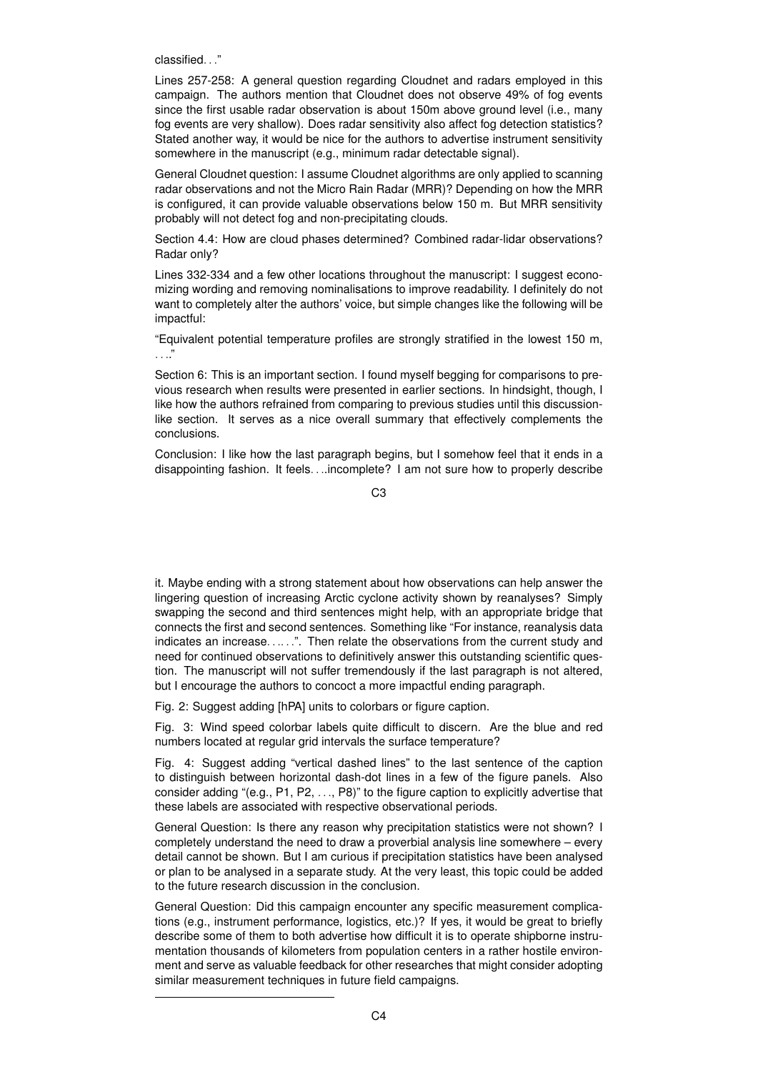classified. . ."

Lines 257-258: A general question regarding Cloudnet and radars employed in this campaign. The authors mention that Cloudnet does not observe 49% of fog events since the first usable radar observation is about 150m above ground level (i.e., many fog events are very shallow). Does radar sensitivity also affect fog detection statistics? Stated another way, it would be nice for the authors to advertise instrument sensitivity somewhere in the manuscript (e.g., minimum radar detectable signal).

General Cloudnet question: I assume Cloudnet algorithms are only applied to scanning radar observations and not the Micro Rain Radar (MRR)? Depending on how the MRR is configured, it can provide valuable observations below 150 m. But MRR sensitivity probably will not detect fog and non-precipitating clouds.

Section 4.4: How are cloud phases determined? Combined radar-lidar observations? Radar only?

Lines 332-334 and a few other locations throughout the manuscript: I suggest economizing wording and removing nominalisations to improve readability. I definitely do not want to completely alter the authors' voice, but simple changes like the following will be impactful:

"Equivalent potential temperature profiles are strongly stratified in the lowest 150 m, . . .."

Section 6: This is an important section. I found myself begging for comparisons to previous research when results were presented in earlier sections. In hindsight, though, I like how the authors refrained from comparing to previous studies until this discussion-like section. It serves as a nice overall summary that effectively complements the conclusions.

Conclusion: I like how the last paragraph begins, but I somehow feel that it ends in a disappointing fashion. It feels. . ..incomplete? I am not sure how to properly describe it. Maybe ending with a strong statement about how observations can help answer the lingering question of increasing Arctic cyclone activity shown by reanalyses? Simply swapping the second and third sentences might help, with an appropriate bridge that connects the first and second sentences. Something like "For instance, reanalysis data indicates an increase. . .. . .". Then relate the observations from the current study and need for continued observations to definitively answer this outstanding scientific question. The manuscript will not suffer tremendously if the last paragraph is not altered, but I encourage the authors to concoct a more impactful ending paragraph.

Fig. 2: Suggest adding [hPA] units to colorbars or figure caption.

Fig. 3: Wind speed colorbar labels quite difficult to discern. Are the blue and red numbers located at regular grid intervals the surface temperature?

Fig. 4: Suggest adding "vertical dashed lines" to the last sentence of the caption to distinguish between horizontal dash-dot lines in a few of the figure panels. Also consider adding "(e.g., P1, P2, . . ., P8)" to the figure caption to explicitly advertise that these labels are associated with respective observational periods.

General Question: Is there any reason why precipitation statistics were not shown? I completely understand the need to draw a proverbial analysis line somewhere – every detail cannot be shown. But I am curious if precipitation statistics have been analysed or plan to be analysed in a separate study. At the very least, this topic could be added to the future research discussion in the conclusion.

General Question: Did this campaign encounter any specific measurement complications (e.g., instrument performance, logistics, etc.)? If yes, it would be great to briefly describe some of them to both advertise how difficult it is to operate shipborne instrumentation thousands of kilometers from population centers in a rather hostile environment and serve as valuable feedback for other researches that might consider adopting similar measurement techniques in future field campaigns.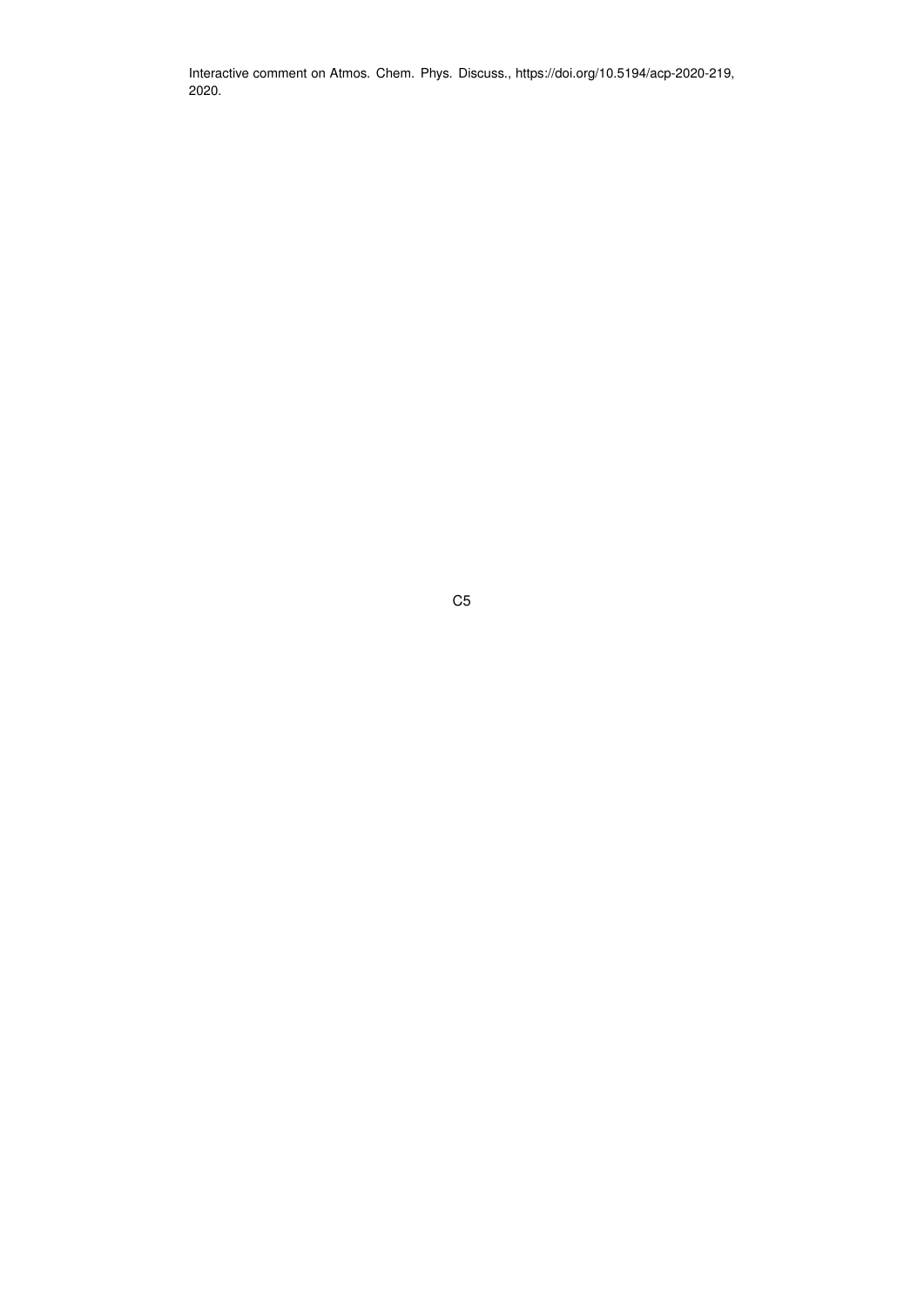Interactive comment on Atmos. Chem. Phys. Discuss., https://doi.org/10.5194/acp-2020-219, 2020.